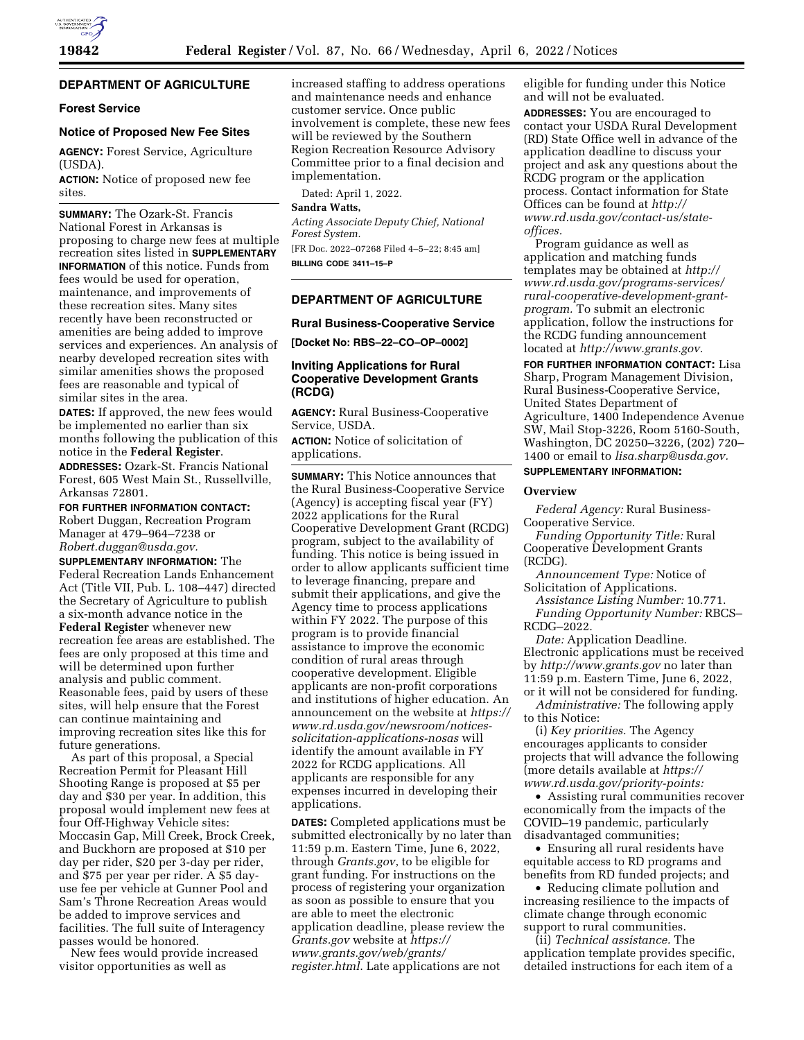## DEPARTMENT OF AGRICULTURE

### Forest Service

### Notice of Proposed New Fee Sites

**AGENCY:** Forest Service, Agriculture (USDA).

**ACTION:** Notice of proposed new fee sites.

**SUMMARY:** The Ozark-St. Francis National Forest in Arkansas is proposing to charge new fees at multiple recreation sites listed in **SUPPLEMENTARY INFORMATION** of this notice. Funds from fees would be used for operation, maintenance, and improvements of these recreation sites. Many sites recently have been reconstructed or amenities are being added to improve services and experiences. An analysis of nearby developed recreation sites with similar amenities shows the proposed fees are reasonable and typical of similar sites in the area.

**DATES:** If approved, the new fees would be implemented no earlier than six months following the publication of this notice in the **Federal Register**.

**ADDRESSES:** Ozark-St. Francis National Forest, 605 West Main St., Russellville, Arkansas 72801.

**FOR FURTHER INFORMATION CONTACT:** Robert Duggan, Recreation Program Manager at 479–964–7238 or *Robert.duggan@usda.gov.*

**SUPPLEMENTARY INFORMATION:** The Federal Recreation Lands Enhancement Act (Title VII, Pub. L. 108–447) directed the Secretary of Agriculture to publish a six-month advance notice in the **Federal Register** whenever new recreation fee areas are established. The fees are only proposed at this time and will be determined upon further analysis and public comment. Reasonable fees, paid by users of these sites, will help ensure that the Forest can continue maintaining and improving recreation sites like this for future generations.

As part of this proposal, a Special Recreation Permit for Pleasant Hill Shooting Range is proposed at $5 per day and $30 per year. In addition, this proposal would implement new fees at four Off-Highway Vehicle sites: Moccasin Gap, Mill Creek, Brock Creek, and Buckhorn are proposed at $10 per day per rider, $20 per 3-day per rider, and $75 per year per rider. A $5 day-use fee per vehicle at Gunner Pool and Sam's Throne Recreation Areas would be added to improve services and facilities. The full suite of Interagency passes would be honored.

New fees would provide increased visitor opportunities as well as increased staffing to address operations and maintenance needs and enhance customer service. Once public involvement is complete, these new fees will be reviewed by the Southern Region Recreation Resource Advisory Committee prior to a final decision and implementation.

Dated: April 1, 2022.

**Sandra Watts,**

*Acting Associate Deputy Chief, National Forest System.*

[FR Doc. 2022–07268 Filed 4–5–22; 8:45 am]

**BILLING CODE 3411–15–P**

## DEPARTMENT OF AGRICULTURE

### Rural Business-Cooperative Service

**[Docket No: RBS–22–CO–OP–0002]**

### Inviting Applications for Rural Cooperative Development Grants (RCDG)

**AGENCY:** Rural Business-Cooperative Service, USDA.

**ACTION:** Notice of solicitation of applications.

**SUMMARY:** This Notice announces that the Rural Business-Cooperative Service (Agency) is accepting fiscal year (FY) 2022 applications for the Rural Cooperative Development Grant (RCDG) program, subject to the availability of funding. This notice is being issued in order to allow applicants sufficient time to leverage financing, prepare and submit their applications, and give the Agency time to process applications within FY 2022. The purpose of this program is to provide financial assistance to improve the economic condition of rural areas through cooperative development. Eligible applicants are non-profit corporations and institutions of higher education. An announcement on the website at *https://www.rd.usda.gov/newsroom/notices-solicitation-applications-nosas* will identify the amount available in FY 2022 for RCDG applications. All applicants are responsible for any expenses incurred in developing their applications.

**DATES:** Completed applications must be submitted electronically by no later than 11:59 p.m. Eastern Time, June 6, 2022, through *Grants.gov*, to be eligible for grant funding. For instructions on the process of registering your organization as soon as possible to ensure that you are able to meet the electronic application deadline, please review the *Grants.gov* website at *https://www.grants.gov/web/grants/register.html*. Late applications are not eligible for funding under this Notice and will not be evaluated.

**ADDRESSES:** You are encouraged to contact your USDA Rural Development (RD) State Office well in advance of the application deadline to discuss your project and ask any questions about the RCDG program or the application process. Contact information for State Offices can be found at *http://www.rd.usda.gov/contact-us/state-offices.*

Program guidance as well as application and matching funds templates may be obtained at *http://www.rd.usda.gov/programs-services/rural-cooperative-development-grant-program.* To submit an electronic application, follow the instructions for the RCDG funding announcement located at *http://www.grants.gov*.

**FOR FURTHER INFORMATION CONTACT:** Lisa Sharp, Program Management Division, Rural Business-Cooperative Service, United States Department of Agriculture, 1400 Independence Avenue SW, Mail Stop-3226, Room 5160-South, Washington, DC 20250–3226, (202) 720–1400 or email to *lisa.sharp@usda.gov.*

**SUPPLEMENTARY INFORMATION:**

#### Overview

*Federal Agency:* Rural Business-Cooperative Service.

*Funding Opportunity Title:* Rural Cooperative Development Grants (RCDG).

*Announcement Type:* Notice of Solicitation of Applications.

*Assistance Listing Number:* 10.771.

*Funding Opportunity Number:* RBCS–RCDG–2022.

*Date:* Application Deadline. Electronic applications must be received by *http://www.grants.gov* no later than 11:59 p.m. Eastern Time, June 6, 2022, or it will not be considered for funding.

*Administrative:* The following apply to this Notice:

(i) *Key priorities.* The Agency encourages applicants to consider projects that will advance the following (more details available at *https://www.rd.usda.gov/priority-points:*

- Assisting rural communities recover economically from the impacts of the COVID–19 pandemic, particularly disadvantaged communities;
- Ensuring all rural residents have equitable access to RD programs and benefits from RD funded projects; and
- Reducing climate pollution and increasing resilience to the impacts of climate change through economic support to rural communities.

(ii) *Technical assistance.* The application template provides specific, detailed instructions for each item of a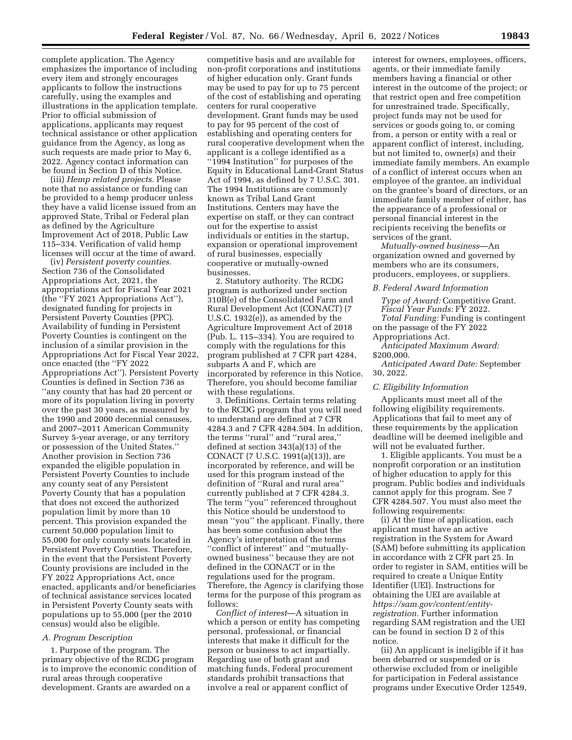complete application. The Agency emphasizes the importance of including every item and strongly encourages applicants to follow the instructions carefully, using the examples and illustrations in the application template. Prior to official submission of applications, applicants may request technical assistance or other application guidance from the Agency, as long as such requests are made prior to May 6, 2022. Agency contact information can be found in Section D of this Notice.

(iii) *Hemp related projects.* Please note that no assistance or funding can be provided to a hemp producer unless they have a valid license issued from an approved State, Tribal or Federal plan as defined by the Agriculture Improvement Act of 2018, Public Law 115–334. Verification of valid hemp licenses will occur at the time of award.

(iv) *Persistent poverty counties.* Section 736 of the Consolidated Appropriations Act, 2021, the appropriations act for Fiscal Year 2021 (the ''FY 2021 Appropriations Act''), designated funding for projects in Persistent Poverty Counties (PPC). Availability of funding in Persistent Poverty Counties is contingent on the inclusion of a similar provision in the Appropriations Act for Fiscal Year 2022, once enacted (the ''FY 2022 Appropriations Act''). Persistent Poverty Counties is defined in Section 736 as ''any county that has had 20 percent or more of its population living in poverty over the past 30 years, as measured by the 1990 and 2000 decennial censuses, and 2007–2011 American Community Survey 5-year average, or any territory or possession of the United States.'' Another provision in Section 736 expanded the eligible population in Persistent Poverty Counties to include any county seat of any Persistent Poverty County that has a population that does not exceed the authorized population limit by more than 10 percent. This provision expanded the current 50,000 population limit to 55,000 for only county seats located in Persistent Poverty Counties. Therefore, in the event that the Persistent Poverty County provisions are included in the FY 2022 Appropriations Act, once enacted, applicants and/or beneficiaries of technical assistance services located in Persistent Poverty County seats with populations up to 55,000 (per the 2010 census) would also be eligible.

### *A. Program Description*

1. Purpose of the program. The primary objective of the RCDG program is to improve the economic condition of rural areas through cooperative development. Grants are awarded on a competitive basis and are available for non-profit corporations and institutions of higher education only. Grant funds may be used to pay for up to 75 percent of the cost of establishing and operating centers for rural cooperative development. Grant funds may be used to pay for 95 percent of the cost of establishing and operating centers for rural cooperative development when the applicant is a college identified as a ''1994 Institution'' for purposes of the Equity in Educational Land-Grant Status Act of 1994, as defined by 7 U.S.C. 301. The 1994 Institutions are commonly known as Tribal Land Grant Institutions. Centers may have the expertise on staff, or they can contract out for the expertise to assist individuals or entities in the startup, expansion or operational improvement of rural businesses, especially cooperative or mutually-owned businesses.

2. Statutory authority. The RCDG program is authorized under section 310B(e) of the Consolidated Farm and Rural Development Act (CONACT) (7 U.S.C. 1932(e)), as amended by the Agriculture Improvement Act of 2018 (Pub. L. 115–334). You are required to comply with the regulations for this program published at 7 CFR part 4284, subparts A and F, which are incorporated by reference in this Notice. Therefore, you should become familiar with these regulations.

3. Definitions. Certain terms relating to the RCDG program that you will need to understand are defined at 7 CFR 4284.3 and 7 CFR 4284.504. In addition, the terms ''rural'' and ''rural area,'' defined at section 343(a)(13) of the CONACT (7 U.S.C. 1991(a)(13)), are incorporated by reference, and will be used for this program instead of the definition of ''Rural and rural area'' currently published at 7 CFR 4284.3. The term ''you'' referenced throughout this Notice should be understood to mean ''you'' the applicant. Finally, there has been some confusion about the Agency's interpretation of the terms ''conflict of interest'' and ''mutually-owned business'' because they are not defined in the CONACT or in the regulations used for the program. Therefore, the Agency is clarifying those terms for the purpose of this program as follows:

*Conflict of interest*—A situation in which a person or entity has competing personal, professional, or financial interests that make it difficult for the person or business to act impartially. Regarding use of both grant and matching funds, Federal procurement standards prohibit transactions that involve a real or apparent conflict of interest for owners, employees, officers, agents, or their immediate family members having a financial or other interest in the outcome of the project; or that restrict open and free competition for unrestrained trade. Specifically, project funds may not be used for services or goods going to, or coming from, a person or entity with a real or apparent conflict of interest, including, but not limited to, owner(s) and their immediate family members. An example of a conflict of interest occurs when an employee of the grantee, an individual on the grantee's board of directors, or an immediate family member of either, has the appearance of a professional or personal financial interest in the recipients receiving the benefits or services of the grant.

*Mutually-owned business*—An organization owned and governed by members who are its consumers, producers, employees, or suppliers.

### *B. Federal Award Information*

*Type of Award:* Competitive Grant.
*Fiscal Year Funds:* FY 2022.
*Total Funding:* Funding is contingent on the passage of the FY 2022 Appropriations Act.
*Anticipated Maximum Award:* $200,000.
*Anticipated Award Date:* September 30, 2022.

### *C. Eligibility Information*

Applicants must meet all of the following eligibility requirements. Applications that fail to meet any of these requirements by the application deadline will be deemed ineligible and will not be evaluated further.

1. Eligible applicants. You must be a nonprofit corporation or an institution of higher education to apply for this program. Public bodies and individuals cannot apply for this program. See 7 CFR 4284.507. You must also meet the following requirements:

(i) At the time of application, each applicant must have an active registration in the System for Award (SAM) before submitting its application in accordance with 2 CFR part 25. In order to register in SAM, entities will be required to create a Unique Entity Identifier (UEI). Instructions for obtaining the UEI are available at *https://sam.gov/content/entity-registration.* Further information regarding SAM registration and the UEI can be found in section D 2 of this notice.

(ii) An applicant is ineligible if it has been debarred or suspended or is otherwise excluded from or ineligible for participation in Federal assistance programs under Executive Order 12549,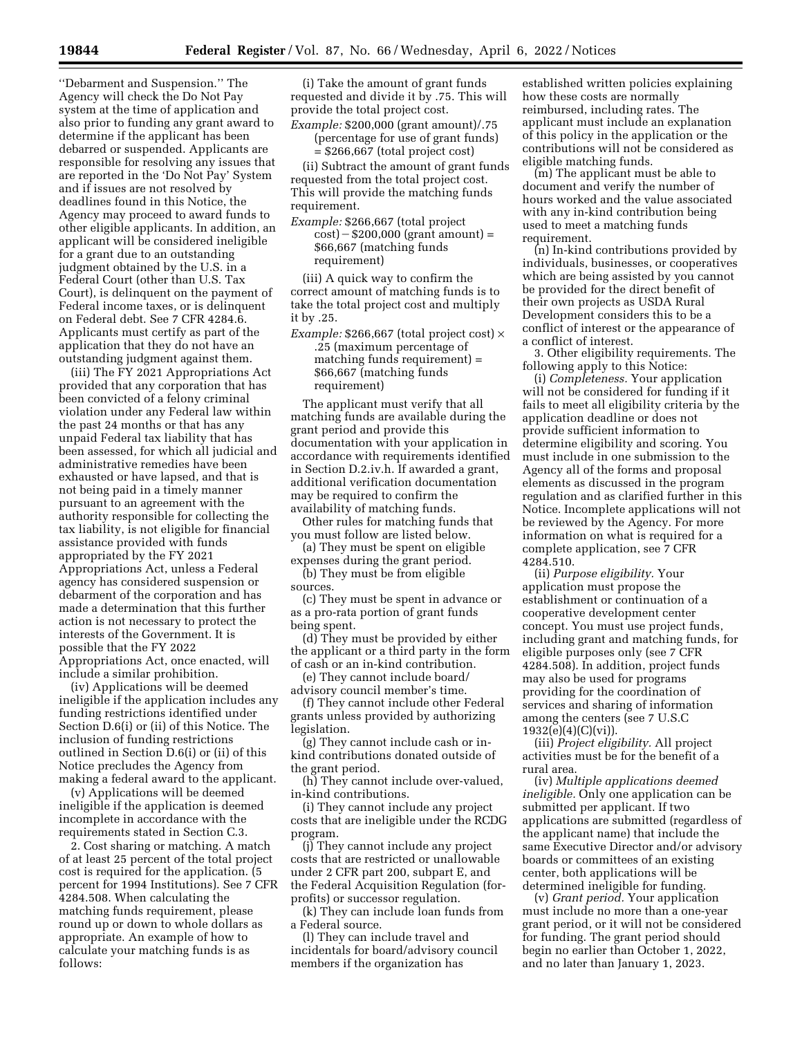''Debarment and Suspension.'' The Agency will check the Do Not Pay system at the time of application and also prior to funding any grant award to determine if the applicant has been debarred or suspended. Applicants are responsible for resolving any issues that are reported in the 'Do Not Pay' System and if issues are not resolved by deadlines found in this Notice, the Agency may proceed to award funds to other eligible applicants. In addition, an applicant will be considered ineligible for a grant due to an outstanding judgment obtained by the U.S. in a Federal Court (other than U.S. Tax Court), is delinquent on the payment of Federal income taxes, or is delinquent on Federal debt. See 7 CFR 4284.6. Applicants must certify as part of the application that they do not have an outstanding judgment against them.

(iii) The FY 2021 Appropriations Act provided that any corporation that has been convicted of a felony criminal violation under any Federal law within the past 24 months or that has any unpaid Federal tax liability that has been assessed, for which all judicial and administrative remedies have been exhausted or have lapsed, and that is not being paid in a timely manner pursuant to an agreement with the authority responsible for collecting the tax liability, is not eligible for financial assistance provided with funds appropriated by the FY 2021 Appropriations Act, unless a Federal agency has considered suspension or debarment of the corporation and has made a determination that this further action is not necessary to protect the interests of the Government. It is possible that the FY 2022 Appropriations Act, once enacted, will include a similar prohibition.

(iv) Applications will be deemed ineligible if the application includes any funding restrictions identified under Section D.6(i) or (ii) of this Notice. The inclusion of funding restrictions outlined in Section D.6(i) or (ii) of this Notice precludes the Agency from making a federal award to the applicant.

(v) Applications will be deemed ineligible if the application is deemed incomplete in accordance with the requirements stated in Section C.3.

2. Cost sharing or matching. A match of at least 25 percent of the total project cost is required for the application. (5 percent for 1994 Institutions). See 7 CFR 4284.508. When calculating the matching funds requirement, please round up or down to whole dollars as appropriate. An example of how to calculate your matching funds is as follows:

(i) Take the amount of grant funds requested and divide it by .75. This will provide the total project cost.

*Example:* \$200,000 (grant amount)/.75 (percentage for use of grant funds) = \$266,667 (total project cost)

(ii) Subtract the amount of grant funds requested from the total project cost. This will provide the matching funds requirement.

*Example:* \$266,667 (total project cost) − \$200,000 (grant amount) = \$66,667 (matching funds requirement)

(iii) A quick way to confirm the correct amount of matching funds is to take the total project cost and multiply it by .25.

*Example:* \$266,667 (total project cost) × .25 (maximum percentage of matching funds requirement) = \$66,667 (matching funds requirement)

The applicant must verify that all matching funds are available during the grant period and provide this documentation with your application in accordance with requirements identified in Section D.2.iv.h. If awarded a grant, additional verification documentation may be required to confirm the availability of matching funds.

Other rules for matching funds that you must follow are listed below.

(a) They must be spent on eligible expenses during the grant period.

(b) They must be from eligible sources.

(c) They must be spent in advance or as a pro-rata portion of grant funds being spent.

(d) They must be provided by either the applicant or a third party in the form of cash or an in-kind contribution.

(e) They cannot include board/advisory council member's time.

(f) They cannot include other Federal grants unless provided by authorizing legislation.

(g) They cannot include cash or in-kind contributions donated outside of the grant period.

(h) They cannot include over-valued, in-kind contributions.

(i) They cannot include any project costs that are ineligible under the RCDG program.

(j) They cannot include any project costs that are restricted or unallowable under 2 CFR part 200, subpart E, and the Federal Acquisition Regulation (for-profits) or successor regulation.

(k) They can include loan funds from a Federal source.

(l) They can include travel and incidentals for board/advisory council members if the organization has established written policies explaining how these costs are normally reimbursed, including rates. The applicant must include an explanation of this policy in the application or the contributions will not be considered as eligible matching funds.

(m) The applicant must be able to document and verify the number of hours worked and the value associated with any in-kind contribution being used to meet a matching funds requirement.

(n) In-kind contributions provided by individuals, businesses, or cooperatives which are being assisted by you cannot be provided for the direct benefit of their own projects as USDA Rural Development considers this to be a conflict of interest or the appearance of a conflict of interest.

3. Other eligibility requirements. The following apply to this Notice:

(i) *Completeness.* Your application will not be considered for funding if it fails to meet all eligibility criteria by the application deadline or does not provide sufficient information to determine eligibility and scoring. You must include in one submission to the Agency all of the forms and proposal elements as discussed in the program regulation and as clarified further in this Notice. Incomplete applications will not be reviewed by the Agency. For more information on what is required for a complete application, see 7 CFR 4284.510.

(ii) *Purpose eligibility.* Your application must propose the establishment or continuation of a cooperative development center concept. You must use project funds, including grant and matching funds, for eligible purposes only (see 7 CFR 4284.508). In addition, project funds may also be used for programs providing for the coordination of services and sharing of information among the centers (see 7 U.S.C 1932(e)(4)(C)(vi)).

(iii) *Project eligibility.* All project activities must be for the benefit of a rural area.

(iv) *Multiple applications deemed ineligible.* Only one application can be submitted per applicant. If two applications are submitted (regardless of the applicant name) that include the same Executive Director and/or advisory boards or committees of an existing center, both applications will be determined ineligible for funding.

(v) *Grant period.* Your application must include no more than a one-year grant period, or it will not be considered for funding. The grant period should begin no earlier than October 1, 2022, and no later than January 1, 2023.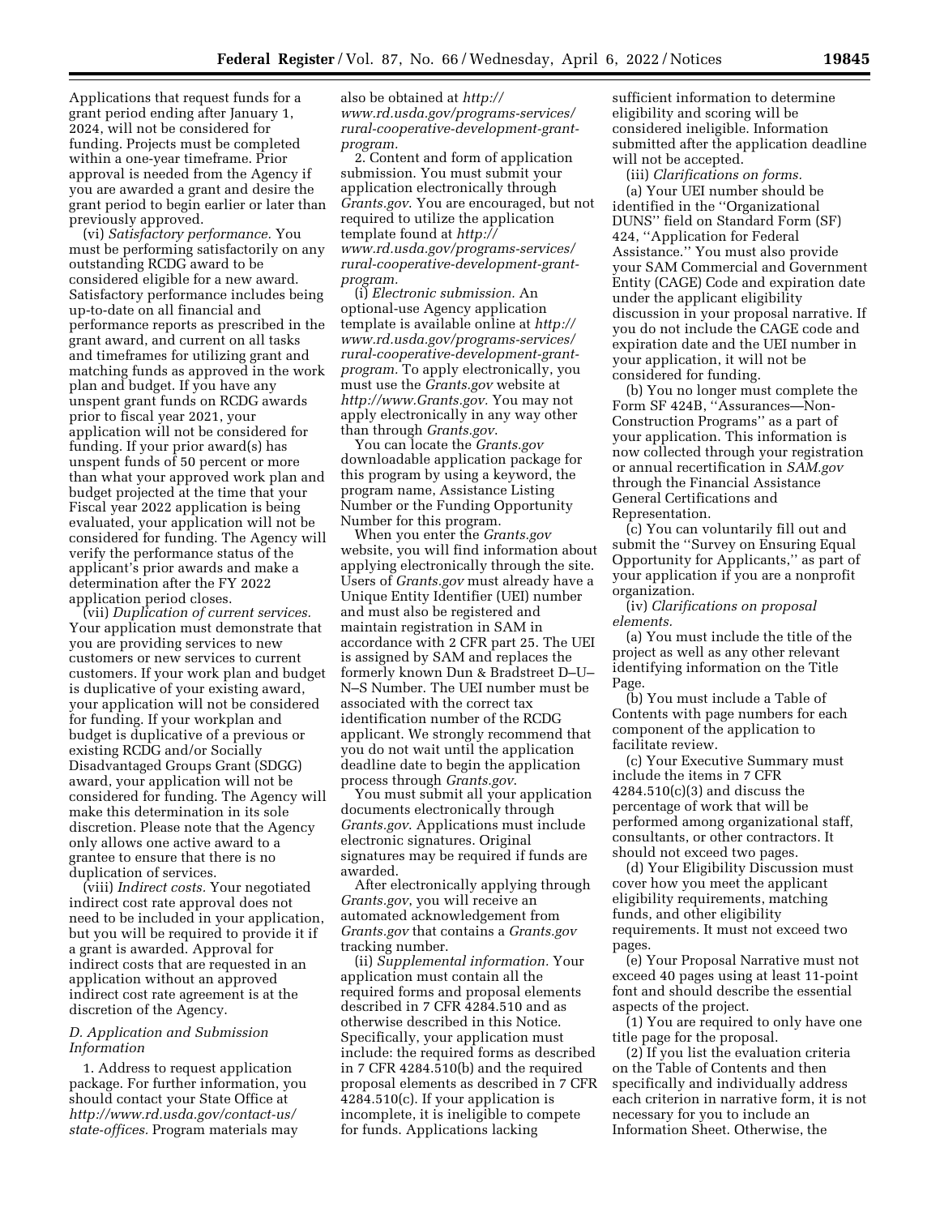Applications that request funds for a grant period ending after January 1, 2024, will not be considered for funding. Projects must be completed within a one-year timeframe. Prior approval is needed from the Agency if you are awarded a grant and desire the grant period to begin earlier or later than previously approved.

(vi) *Satisfactory performance.* You must be performing satisfactorily on any outstanding RCDG award to be considered eligible for a new award. Satisfactory performance includes being up-to-date on all financial and performance reports as prescribed in the grant award, and current on all tasks and timeframes for utilizing grant and matching funds as approved in the work plan and budget. If you have any unspent grant funds on RCDG awards prior to fiscal year 2021, your application will not be considered for funding. If your prior award(s) has unspent funds of 50 percent or more than what your approved work plan and budget projected at the time that your Fiscal year 2022 application is being evaluated, your application will not be considered for funding. The Agency will verify the performance status of the applicant's prior awards and make a determination after the FY 2022 application period closes.

(vii) *Duplication of current services.* Your application must demonstrate that you are providing services to new customers or new services to current customers. If your work plan and budget is duplicative of your existing award, your application will not be considered for funding. If your workplan and budget is duplicative of a previous or existing RCDG and/or Socially Disadvantaged Groups Grant (SDGG) award, your application will not be considered for funding. The Agency will make this determination in its sole discretion. Please note that the Agency only allows one active award to a grantee to ensure that there is no duplication of services.

(viii) *Indirect costs.* Your negotiated indirect cost rate approval does not need to be included in your application, but you will be required to provide it if a grant is awarded. Approval for indirect costs that are requested in an application without an approved indirect cost rate agreement is at the discretion of the Agency.

### *D. Application and Submission Information*

1. Address to request application package. For further information, you should contact your State Office at *http://www.rd.usda.gov/contact-us/state-offices.* Program materials may also be obtained at *http://www.rd.usda.gov/programs-services/rural-cooperative-development-grant-program.*

2. Content and form of application submission. You must submit your application electronically through *Grants.gov*. You are encouraged, but not required to utilize the application template found at *http://www.rd.usda.gov/programs-services/rural-cooperative-development-grant-program.*

(i) *Electronic submission.* An optional-use Agency application template is available online at *http://www.rd.usda.gov/programs-services/rural-cooperative-development-grant-program.* To apply electronically, you must use the *Grants.gov* website at *http://www.Grants.gov.* You may not apply electronically in any way other than through *Grants.gov.*

You can locate the *Grants.gov* downloadable application package for this program by using a keyword, the program name, Assistance Listing Number or the Funding Opportunity Number for this program.

When you enter the *Grants.gov* website, you will find information about applying electronically through the site. Users of *Grants.gov* must already have a Unique Entity Identifier (UEI) number and must also be registered and maintain registration in SAM in accordance with 2 CFR part 25. The UEI is assigned by SAM and replaces the formerly known Dun & Bradstreet D–U–N–S Number. The UEI number must be associated with the correct tax identification number of the RCDG applicant. We strongly recommend that you do not wait until the application deadline date to begin the application process through *Grants.gov*.

You must submit all your application documents electronically through *Grants.gov.* Applications must include electronic signatures. Original signatures may be required if funds are awarded.

After electronically applying through *Grants.gov*, you will receive an automated acknowledgement from *Grants.gov* that contains a *Grants.gov* tracking number.

(ii) *Supplemental information.* Your application must contain all the required forms and proposal elements described in 7 CFR 4284.510 and as otherwise described in this Notice. Specifically, your application must include: the required forms as described in 7 CFR 4284.510(b) and the required proposal elements as described in 7 CFR 4284.510(c). If your application is incomplete, it is ineligible to compete for funds. Applications lacking sufficient information to determine eligibility and scoring will be considered ineligible. Information submitted after the application deadline will not be accepted.

(iii) *Clarifications on forms.*

(a) Your UEI number should be identified in the ''Organizational DUNS'' field on Standard Form (SF) 424, ''Application for Federal Assistance.'' You must also provide your SAM Commercial and Government Entity (CAGE) Code and expiration date under the applicant eligibility discussion in your proposal narrative. If you do not include the CAGE code and expiration date and the UEI number in your application, it will not be considered for funding.

(b) You no longer must complete the Form SF 424B, ''Assurances—Non-Construction Programs'' as a part of your application. This information is now collected through your registration or annual recertification in *SAM.gov* through the Financial Assistance General Certifications and Representation.

(c) You can voluntarily fill out and submit the ''Survey on Ensuring Equal Opportunity for Applicants,'' as part of your application if you are a nonprofit organization.

(iv) *Clarifications on proposal elements.*

(a) You must include the title of the project as well as any other relevant identifying information on the Title Page.

(b) You must include a Table of Contents with page numbers for each component of the application to facilitate review.

(c) Your Executive Summary must include the items in 7 CFR 4284.510(c)(3) and discuss the percentage of work that will be performed among organizational staff, consultants, or other contractors. It should not exceed two pages.

(d) Your Eligibility Discussion must cover how you meet the applicant eligibility requirements, matching funds, and other eligibility requirements. It must not exceed two pages.

(e) Your Proposal Narrative must not exceed 40 pages using at least 11-point font and should describe the essential aspects of the project.

(1) You are required to only have one title page for the proposal.

(2) If you list the evaluation criteria on the Table of Contents and then specifically and individually address each criterion in narrative form, it is not necessary for you to include an Information Sheet. Otherwise, the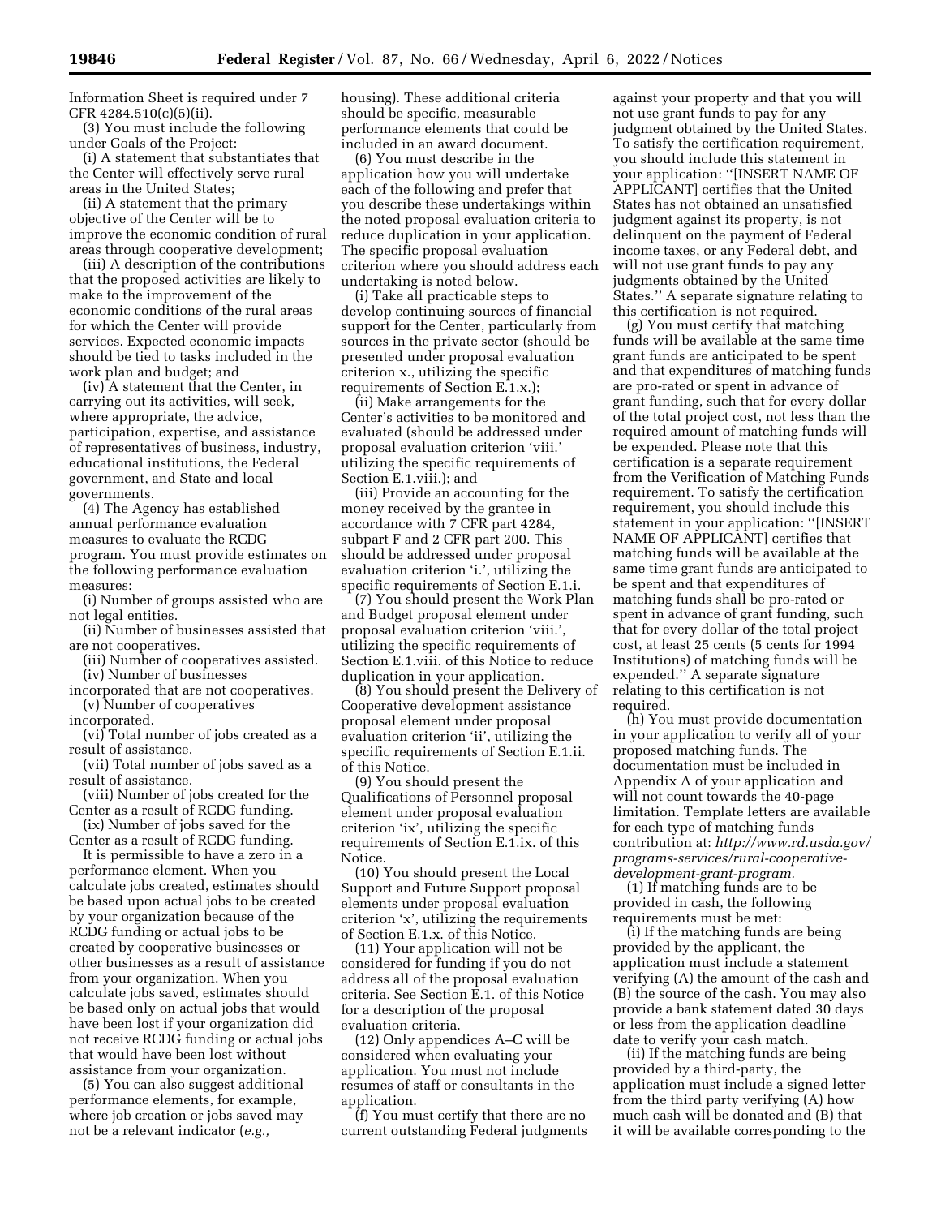Information Sheet is required under 7 CFR 4284.510(c)(5)(ii).

(3) You must include the following under Goals of the Project:

(i) A statement that substantiates that the Center will effectively serve rural areas in the United States;

(ii) A statement that the primary objective of the Center will be to improve the economic condition of rural areas through cooperative development;

(iii) A description of the contributions that the proposed activities are likely to make to the improvement of the economic conditions of the rural areas for which the Center will provide services. Expected economic impacts should be tied to tasks included in the work plan and budget; and

(iv) A statement that the Center, in carrying out its activities, will seek, where appropriate, the advice, participation, expertise, and assistance of representatives of business, industry, educational institutions, the Federal government, and State and local governments.

(4) The Agency has established annual performance evaluation measures to evaluate the RCDG program. You must provide estimates on the following performance evaluation measures:

(i) Number of groups assisted who are not legal entities.

(ii) Number of businesses assisted that are not cooperatives.

(iii) Number of cooperatives assisted.

(iv) Number of businesses incorporated that are not cooperatives.

(v) Number of cooperatives incorporated.

(vi) Total number of jobs created as a result of assistance.

(vii) Total number of jobs saved as a result of assistance.

(viii) Number of jobs created for the Center as a result of RCDG funding.

(ix) Number of jobs saved for the Center as a result of RCDG funding.

It is permissible to have a zero in a performance element. When you calculate jobs created, estimates should be based upon actual jobs to be created by your organization because of the RCDG funding or actual jobs to be created by cooperative businesses or other businesses as a result of assistance from your organization. When you calculate jobs saved, estimates should be based only on actual jobs that would have been lost if your organization did not receive RCDG funding or actual jobs that would have been lost without assistance from your organization.

(5) You can also suggest additional performance elements, for example, where job creation or jobs saved may not be a relevant indicator (*e.g.,* housing). These additional criteria should be specific, measurable performance elements that could be included in an award document.

(6) You must describe in the application how you will undertake each of the following and prefer that you describe these undertakings within the noted proposal evaluation criteria to reduce duplication in your application. The specific proposal evaluation criterion where you should address each undertaking is noted below.

(i) Take all practicable steps to develop continuing sources of financial support for the Center, particularly from sources in the private sector (should be presented under proposal evaluation criterion x., utilizing the specific requirements of Section E.1.x.);

(ii) Make arrangements for the Center's activities to be monitored and evaluated (should be addressed under proposal evaluation criterion 'viii.' utilizing the specific requirements of Section E.1.viii.); and

(iii) Provide an accounting for the money received by the grantee in accordance with 7 CFR part 4284, subpart F and 2 CFR part 200. This should be addressed under proposal evaluation criterion 'i.', utilizing the specific requirements of Section E.1.i.

(7) You should present the Work Plan and Budget proposal element under proposal evaluation criterion 'viii.', utilizing the specific requirements of Section E.1.viii. of this Notice to reduce duplication in your application.

(8) You should present the Delivery of Cooperative development assistance proposal element under proposal evaluation criterion 'ii', utilizing the specific requirements of Section E.1.ii. of this Notice.

(9) You should present the Qualifications of Personnel proposal element under proposal evaluation criterion 'ix', utilizing the specific requirements of Section E.1.ix. of this Notice.

(10) You should present the Local Support and Future Support proposal elements under proposal evaluation criterion 'x', utilizing the requirements of Section E.1.x. of this Notice.

(11) Your application will not be considered for funding if you do not address all of the proposal evaluation criteria. See Section E.1. of this Notice for a description of the proposal evaluation criteria.

(12) Only appendices A–C will be considered when evaluating your application. You must not include resumes of staff or consultants in the application.

(f) You must certify that there are no current outstanding Federal judgments against your property and that you will not use grant funds to pay for any judgment obtained by the United States. To satisfy the certification requirement, you should include this statement in your application: ''[INSERT NAME OF APPLICANT] certifies that the United States has not obtained an unsatisfied judgment against its property, is not delinquent on the payment of Federal income taxes, or any Federal debt, and will not use grant funds to pay any judgments obtained by the United States.'' A separate signature relating to this certification is not required.

(g) You must certify that matching funds will be available at the same time grant funds are anticipated to be spent and that expenditures of matching funds are pro-rated or spent in advance of grant funding, such that for every dollar of the total project cost, not less than the required amount of matching funds will be expended. Please note that this certification is a separate requirement from the Verification of Matching Funds requirement. To satisfy the certification requirement, you should include this statement in your application: ''[INSERT NAME OF APPLICANT] certifies that matching funds will be available at the same time grant funds are anticipated to be spent and that expenditures of matching funds shall be pro-rated or spent in advance of grant funding, such that for every dollar of the total project cost, at least 25 cents (5 cents for 1994 Institutions) of matching funds will be expended.'' A separate signature relating to this certification is not required.

(h) You must provide documentation in your application to verify all of your proposed matching funds. The documentation must be included in Appendix A of your application and will not count towards the 40-page limitation. Template letters are available for each type of matching funds contribution at: *http://www.rd.usda.gov/programs-services/rural-cooperative-development-grant-program.*

(1) If matching funds are to be provided in cash, the following requirements must be met:

(i) If the matching funds are being provided by the applicant, the application must include a statement verifying (A) the amount of the cash and (B) the source of the cash. You may also provide a bank statement dated 30 days or less from the application deadline date to verify your cash match.

(ii) If the matching funds are being provided by a third-party, the application must include a signed letter from the third party verifying (A) how much cash will be donated and (B) that it will be available corresponding to the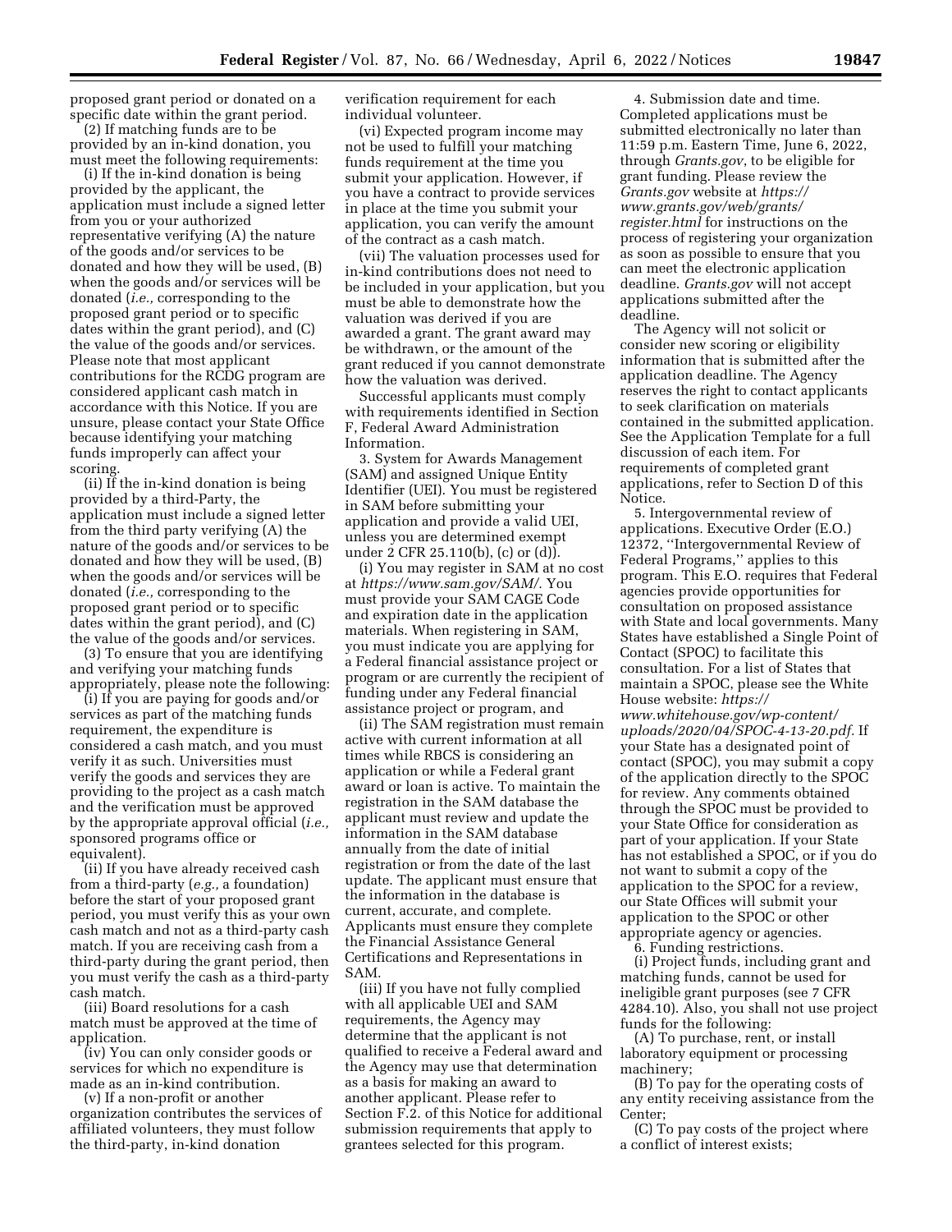proposed grant period or donated on a specific date within the grant period.

(2) If matching funds are to be provided by an in-kind donation, you must meet the following requirements:

(i) If the in-kind donation is being provided by the applicant, the application must include a signed letter from you or your authorized representative verifying (A) the nature of the goods and/or services to be donated and how they will be used, (B) when the goods and/or services will be donated (*i.e.,* corresponding to the proposed grant period or to specific dates within the grant period), and (C) the value of the goods and/or services. Please note that most applicant contributions for the RCDG program are considered applicant cash match in accordance with this Notice. If you are unsure, please contact your State Office because identifying your matching funds improperly can affect your scoring.

(ii) If the in-kind donation is being provided by a third-Party, the application must include a signed letter from the third party verifying (A) the nature of the goods and/or services to be donated and how they will be used, (B) when the goods and/or services will be donated (*i.e.,* corresponding to the proposed grant period or to specific dates within the grant period), and (C) the value of the goods and/or services.

(3) To ensure that you are identifying and verifying your matching funds appropriately, please note the following:

(i) If you are paying for goods and/or services as part of the matching funds requirement, the expenditure is considered a cash match, and you must verify it as such. Universities must verify the goods and services they are providing to the project as a cash match and the verification must be approved by the appropriate approval official (*i.e.,* sponsored programs office or equivalent).

(ii) If you have already received cash from a third-party (*e.g.,* a foundation) before the start of your proposed grant period, you must verify this as your own cash match and not as a third-party cash match. If you are receiving cash from a third-party during the grant period, then you must verify the cash as a third-party cash match.

(iii) Board resolutions for a cash match must be approved at the time of application.

(iv) You can only consider goods or services for which no expenditure is made as an in-kind contribution.

(v) If a non-profit or another organization contributes the services of affiliated volunteers, they must follow the third-party, in-kind donation verification requirement for each individual volunteer.

(vi) Expected program income may not be used to fulfill your matching funds requirement at the time you submit your application. However, if you have a contract to provide services in place at the time you submit your application, you can verify the amount of the contract as a cash match.

(vii) The valuation processes used for in-kind contributions does not need to be included in your application, but you must be able to demonstrate how the valuation was derived if you are awarded a grant. The grant award may be withdrawn, or the amount of the grant reduced if you cannot demonstrate how the valuation was derived.

Successful applicants must comply with requirements identified in Section F, Federal Award Administration Information.

3. System for Awards Management (SAM) and assigned Unique Entity Identifier (UEI). You must be registered in SAM before submitting your application and provide a valid UEI, unless you are determined exempt under 2 CFR 25.110(b), (c) or (d)).

(i) You may register in SAM at no cost at *https://www.sam.gov/SAM/.* You must provide your SAM CAGE Code and expiration date in the application materials. When registering in SAM, you must indicate you are applying for a Federal financial assistance project or program or are currently the recipient of funding under any Federal financial assistance project or program, and

(ii) The SAM registration must remain active with current information at all times while RBCS is considering an application or while a Federal grant award or loan is active. To maintain the registration in the SAM database the applicant must review and update the information in the SAM database annually from the date of initial registration or from the date of the last update. The applicant must ensure that the information in the database is current, accurate, and complete. Applicants must ensure they complete the Financial Assistance General Certifications and Representations in SAM.

(iii) If you have not fully complied with all applicable UEI and SAM requirements, the Agency may determine that the applicant is not qualified to receive a Federal award and the Agency may use that determination as a basis for making an award to another applicant. Please refer to Section F.2. of this Notice for additional submission requirements that apply to grantees selected for this program.

4. Submission date and time. Completed applications must be submitted electronically no later than 11:59 p.m. Eastern Time, June 6, 2022, through *Grants.gov*, to be eligible for grant funding. Please review the *Grants.gov* website at *https://www.grants.gov/web/grants/register.html* for instructions on the process of registering your organization as soon as possible to ensure that you can meet the electronic application deadline. *Grants.gov* will not accept applications submitted after the deadline.

The Agency will not solicit or consider new scoring or eligibility information that is submitted after the application deadline. The Agency reserves the right to contact applicants to seek clarification on materials contained in the submitted application. See the Application Template for a full discussion of each item. For requirements of completed grant applications, refer to Section D of this Notice.

5. Intergovernmental review of applications. Executive Order (E.O.) 12372, "Intergovernmental Review of Federal Programs," applies to this program. This E.O. requires that Federal agencies provide opportunities for consultation on proposed assistance with State and local governments. Many States have established a Single Point of Contact (SPOC) to facilitate this consultation. For a list of States that maintain a SPOC, please see the White House website: *https://www.whitehouse.gov/wp-content/uploads/2020/04/SPOC-4-13-20.pdf.* If your State has a designated point of contact (SPOC), you may submit a copy of the application directly to the SPOC for review. Any comments obtained through the SPOC must be provided to your State Office for consideration as part of your application. If your State has not established a SPOC, or if you do not want to submit a copy of the application to the SPOC for a review, our State Offices will submit your application to the SPOC or other appropriate agency or agencies.

6. Funding restrictions.

(i) Project funds, including grant and matching funds, cannot be used for ineligible grant purposes (see 7 CFR 4284.10). Also, you shall not use project funds for the following:

(A) To purchase, rent, or install laboratory equipment or processing machinery;

(B) To pay for the operating costs of any entity receiving assistance from the Center;

(C) To pay costs of the project where a conflict of interest exists;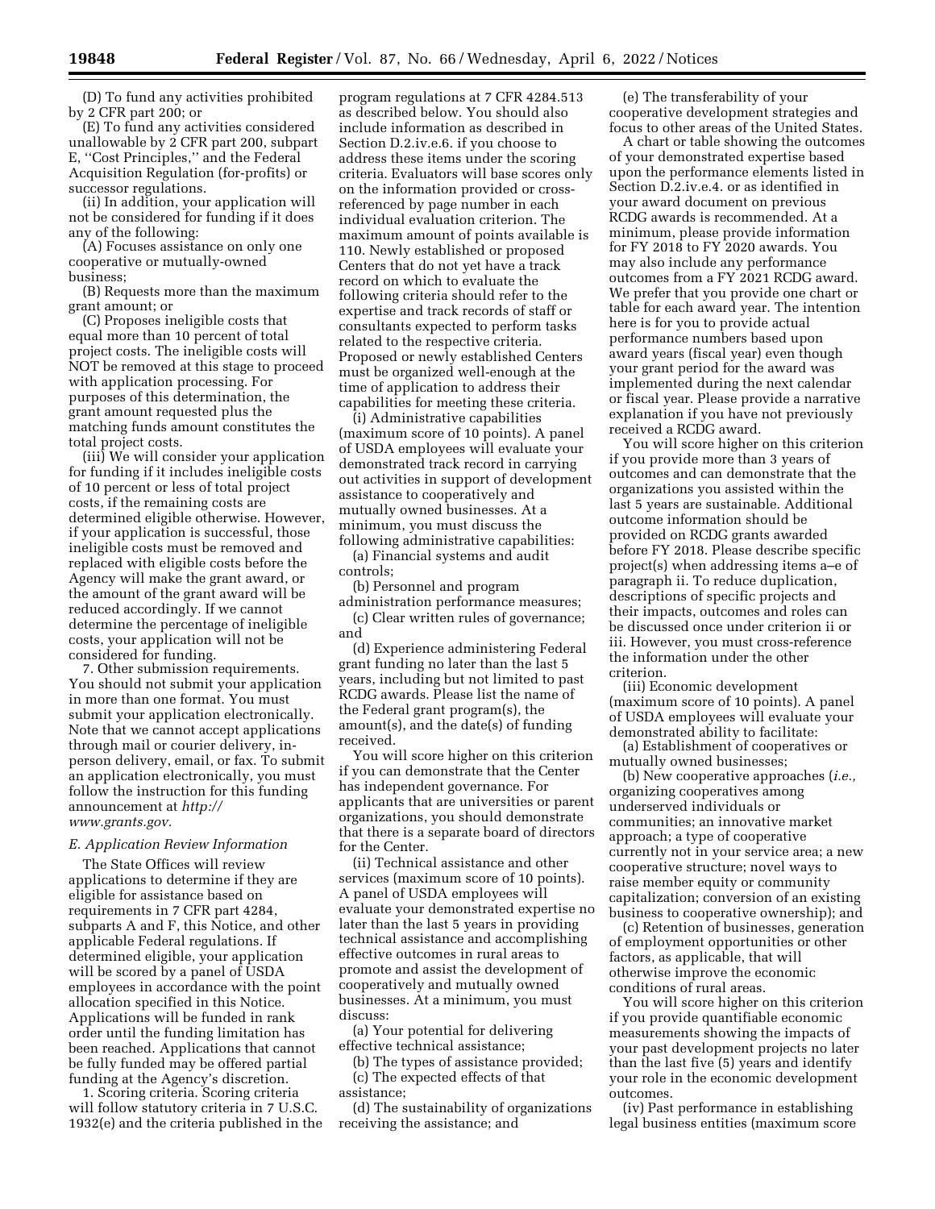(D) To fund any activities prohibited by 2 CFR part 200; or

(E) To fund any activities considered unallowable by 2 CFR part 200, subpart E, ''Cost Principles,'' and the Federal Acquisition Regulation (for-profits) or successor regulations.

(ii) In addition, your application will not be considered for funding if it does any of the following:

(A) Focuses assistance on only one cooperative or mutually-owned business;

(B) Requests more than the maximum grant amount; or

(C) Proposes ineligible costs that equal more than 10 percent of total project costs. The ineligible costs will NOT be removed at this stage to proceed with application processing. For purposes of this determination, the grant amount requested plus the matching funds amount constitutes the total project costs.

(iii) We will consider your application for funding if it includes ineligible costs of 10 percent or less of total project costs, if the remaining costs are determined eligible otherwise. However, if your application is successful, those ineligible costs must be removed and replaced with eligible costs before the Agency will make the grant award, or the amount of the grant award will be reduced accordingly. If we cannot determine the percentage of ineligible costs, your application will not be considered for funding.

7. Other submission requirements. You should not submit your application in more than one format. You must submit your application electronically. Note that we cannot accept applications through mail or courier delivery, in-person delivery, email, or fax. To submit an application electronically, you must follow the instruction for this funding announcement at *http://www.grants.gov.*

### *E. Application Review Information*

The State Offices will review applications to determine if they are eligible for assistance based on requirements in 7 CFR part 4284, subparts A and F, this Notice, and other applicable Federal regulations. If determined eligible, your application will be scored by a panel of USDA employees in accordance with the point allocation specified in this Notice. Applications will be funded in rank order until the funding limitation has been reached. Applications that cannot be fully funded may be offered partial funding at the Agency's discretion.

1. Scoring criteria. Scoring criteria will follow statutory criteria in 7 U.S.C. 1932(e) and the criteria published in the program regulations at 7 CFR 4284.513 as described below. You should also include information as described in Section D.2.iv.e.6. if you choose to address these items under the scoring criteria. Evaluators will base scores only on the information provided or cross-referenced by page number in each individual evaluation criterion. The maximum amount of points available is 110. Newly established or proposed Centers that do not yet have a track record on which to evaluate the following criteria should refer to the expertise and track records of staff or consultants expected to perform tasks related to the respective criteria. Proposed or newly established Centers must be organized well-enough at the time of application to address their capabilities for meeting these criteria.

(i) Administrative capabilities (maximum score of 10 points). A panel of USDA employees will evaluate your demonstrated track record in carrying out activities in support of development assistance to cooperatively and mutually owned businesses. At a minimum, you must discuss the following administrative capabilities:

(a) Financial systems and audit controls;

(b) Personnel and program administration performance measures;

(c) Clear written rules of governance; and

(d) Experience administering Federal grant funding no later than the last 5 years, including but not limited to past RCDG awards. Please list the name of the Federal grant program(s), the amount(s), and the date(s) of funding received.

You will score higher on this criterion if you can demonstrate that the Center has independent governance. For applicants that are universities or parent organizations, you should demonstrate that there is a separate board of directors for the Center.

(ii) Technical assistance and other services (maximum score of 10 points). A panel of USDA employees will evaluate your demonstrated expertise no later than the last 5 years in providing technical assistance and accomplishing effective outcomes in rural areas to promote and assist the development of cooperatively and mutually owned businesses. At a minimum, you must discuss:

(a) Your potential for delivering effective technical assistance;

(b) The types of assistance provided;

(c) The expected effects of that assistance;

(d) The sustainability of organizations receiving the assistance; and

(e) The transferability of your cooperative development strategies and focus to other areas of the United States.

A chart or table showing the outcomes of your demonstrated expertise based upon the performance elements listed in Section D.2.iv.e.4. or as identified in your award document on previous RCDG awards is recommended. At a minimum, please provide information for FY 2018 to FY 2020 awards. You may also include any performance outcomes from a FY 2021 RCDG award. We prefer that you provide one chart or table for each award year. The intention here is for you to provide actual performance numbers based upon award years (fiscal year) even though your grant period for the award was implemented during the next calendar or fiscal year. Please provide a narrative explanation if you have not previously received a RCDG award.

You will score higher on this criterion if you provide more than 3 years of outcomes and can demonstrate that the organizations you assisted within the last 5 years are sustainable. Additional outcome information should be provided on RCDG grants awarded before FY 2018. Please describe specific project(s) when addressing items a–e of paragraph ii. To reduce duplication, descriptions of specific projects and their impacts, outcomes and roles can be discussed once under criterion ii or iii. However, you must cross-reference the information under the other criterion.

(iii) Economic development (maximum score of 10 points). A panel of USDA employees will evaluate your demonstrated ability to facilitate:

(a) Establishment of cooperatives or mutually owned businesses;

(b) New cooperative approaches (*i.e.,* organizing cooperatives among underserved individuals or communities; an innovative market approach; a type of cooperative currently not in your service area; a new cooperative structure; novel ways to raise member equity or community capitalization; conversion of an existing business to cooperative ownership); and

(c) Retention of businesses, generation of employment opportunities or other factors, as applicable, that will otherwise improve the economic conditions of rural areas.

You will score higher on this criterion if you provide quantifiable economic measurements showing the impacts of your past development projects no later than the last five (5) years and identify your role in the economic development outcomes.

(iv) Past performance in establishing legal business entities (maximum score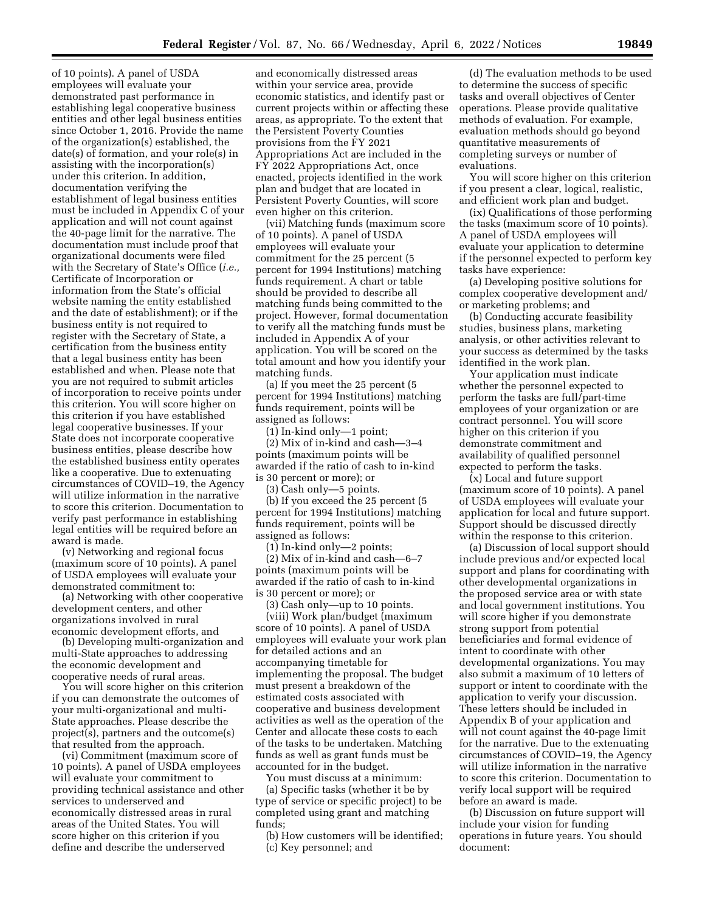of 10 points). A panel of USDA employees will evaluate your demonstrated past performance in establishing legal cooperative business entities and other legal business entities since October 1, 2016. Provide the name of the organization(s) established, the date(s) of formation, and your role(s) in assisting with the incorporation(s) under this criterion. In addition, documentation verifying the establishment of legal business entities must be included in Appendix C of your application and will not count against the 40-page limit for the narrative. The documentation must include proof that organizational documents were filed with the Secretary of State's Office (*i.e.,* Certificate of Incorporation or information from the State's official website naming the entity established and the date of establishment); or if the business entity is not required to register with the Secretary of State, a certification from the business entity that a legal business entity has been established and when. Please note that you are not required to submit articles of incorporation to receive points under this criterion. You will score higher on this criterion if you have established legal cooperative businesses. If your State does not incorporate cooperative business entities, please describe how the established business entity operates like a cooperative. Due to extenuating circumstances of COVID–19, the Agency will utilize information in the narrative to score this criterion. Documentation to verify past performance in establishing legal entities will be required before an award is made.

(v) Networking and regional focus (maximum score of 10 points). A panel of USDA employees will evaluate your demonstrated commitment to:

(a) Networking with other cooperative development centers, and other organizations involved in rural economic development efforts, and

(b) Developing multi-organization and multi-State approaches to addressing the economic development and cooperative needs of rural areas.

You will score higher on this criterion if you can demonstrate the outcomes of your multi-organizational and multi-State approaches. Please describe the project(s), partners and the outcome(s) that resulted from the approach.

(vi) Commitment (maximum score of 10 points). A panel of USDA employees will evaluate your commitment to providing technical assistance and other services to underserved and economically distressed areas in rural areas of the United States. You will score higher on this criterion if you define and describe the underserved and economically distressed areas within your service area, provide economic statistics, and identify past or current projects within or affecting these areas, as appropriate. To the extent that the Persistent Poverty Counties provisions from the FY 2021 Appropriations Act are included in the FY 2022 Appropriations Act, once enacted, projects identified in the work plan and budget that are located in Persistent Poverty Counties, will score even higher on this criterion.

(vii) Matching funds (maximum score of 10 points). A panel of USDA employees will evaluate your commitment for the 25 percent (5 percent for 1994 Institutions) matching funds requirement. A chart or table should be provided to describe all matching funds being committed to the project. However, formal documentation to verify all the matching funds must be included in Appendix A of your application. You will be scored on the total amount and how you identify your matching funds.

(a) If you meet the 25 percent (5 percent for 1994 Institutions) matching funds requirement, points will be assigned as follows:

(1) In-kind only—1 point;

(2) Mix of in-kind and cash—3–4 points (maximum points will be awarded if the ratio of cash to in-kind is 30 percent or more); or

(3) Cash only—5 points.

(b) If you exceed the 25 percent (5 percent for 1994 Institutions) matching funds requirement, points will be assigned as follows:

(1) In-kind only—2 points;

(2) Mix of in-kind and cash—6–7 points (maximum points will be awarded if the ratio of cash to in-kind is 30 percent or more); or

(3) Cash only—up to 10 points.

(viii) Work plan/budget (maximum score of 10 points). A panel of USDA employees will evaluate your work plan for detailed actions and an accompanying timetable for implementing the proposal. The budget must present a breakdown of the estimated costs associated with cooperative and business development activities as well as the operation of the Center and allocate these costs to each of the tasks to be undertaken. Matching funds as well as grant funds must be accounted for in the budget.

You must discuss at a minimum:

(a) Specific tasks (whether it be by type of service or specific project) to be completed using grant and matching funds;

(b) How customers will be identified;

(c) Key personnel; and

(d) The evaluation methods to be used to determine the success of specific tasks and overall objectives of Center operations. Please provide qualitative methods of evaluation. For example, evaluation methods should go beyond quantitative measurements of completing surveys or number of evaluations.

You will score higher on this criterion if you present a clear, logical, realistic, and efficient work plan and budget.

(ix) Qualifications of those performing the tasks (maximum score of 10 points). A panel of USDA employees will evaluate your application to determine if the personnel expected to perform key tasks have experience:

(a) Developing positive solutions for complex cooperative development and/or marketing problems; and

(b) Conducting accurate feasibility studies, business plans, marketing analysis, or other activities relevant to your success as determined by the tasks identified in the work plan.

Your application must indicate whether the personnel expected to perform the tasks are full/part-time employees of your organization or are contract personnel. You will score higher on this criterion if you demonstrate commitment and availability of qualified personnel expected to perform the tasks.

(x) Local and future support (maximum score of 10 points). A panel of USDA employees will evaluate your application for local and future support. Support should be discussed directly within the response to this criterion.

(a) Discussion of local support should include previous and/or expected local support and plans for coordinating with other developmental organizations in the proposed service area or with state and local government institutions. You will score higher if you demonstrate strong support from potential beneficiaries and formal evidence of intent to coordinate with other developmental organizations. You may also submit a maximum of 10 letters of support or intent to coordinate with the application to verify your discussion. These letters should be included in Appendix B of your application and will not count against the 40-page limit for the narrative. Due to the extenuating circumstances of COVID–19, the Agency will utilize information in the narrative to score this criterion. Documentation to verify local support will be required before an award is made.

(b) Discussion on future support will include your vision for funding operations in future years. You should document: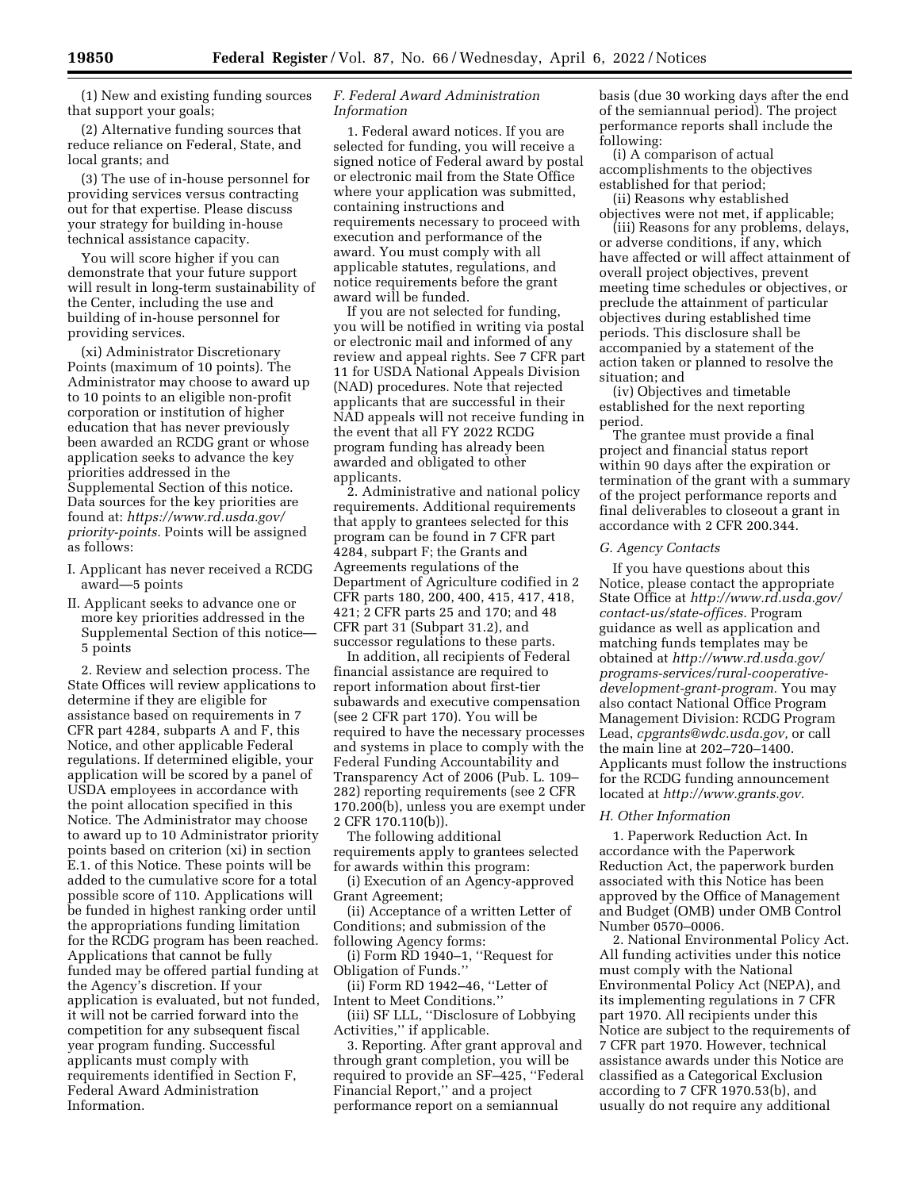(1) New and existing funding sources that support your goals;

(2) Alternative funding sources that reduce reliance on Federal, State, and local grants; and

(3) The use of in-house personnel for providing services versus contracting out for that expertise. Please discuss your strategy for building in-house technical assistance capacity.

You will score higher if you can demonstrate that your future support will result in long-term sustainability of the Center, including the use and building of in-house personnel for providing services.

(xi) Administrator Discretionary Points (maximum of 10 points). The Administrator may choose to award up to 10 points to an eligible non-profit corporation or institution of higher education that has never previously been awarded an RCDG grant or whose application seeks to advance the key priorities addressed in the Supplemental Section of this notice. Data sources for the key priorities are found at: *https://www.rd.usda.gov/priority-points.* Points will be assigned as follows:

I. Applicant has never received a RCDG award—5 points

II. Applicant seeks to advance one or more key priorities addressed in the Supplemental Section of this notice—5 points

2. Review and selection process. The State Offices will review applications to determine if they are eligible for assistance based on requirements in 7 CFR part 4284, subparts A and F, this Notice, and other applicable Federal regulations. If determined eligible, your application will be scored by a panel of USDA employees in accordance with the point allocation specified in this Notice. The Administrator may choose to award up to 10 Administrator priority points based on criterion (xi) in section E.1. of this Notice. These points will be added to the cumulative score for a total possible score of 110. Applications will be funded in highest ranking order until the appropriations funding limitation for the RCDG program has been reached. Applications that cannot be fully funded may be offered partial funding at the Agency's discretion. If your application is evaluated, but not funded, it will not be carried forward into the competition for any subsequent fiscal year program funding. Successful applicants must comply with requirements identified in Section F, Federal Award Administration Information.

### *F. Federal Award Administration Information*

1. Federal award notices. If you are selected for funding, you will receive a signed notice of Federal award by postal or electronic mail from the State Office where your application was submitted, containing instructions and requirements necessary to proceed with execution and performance of the award. You must comply with all applicable statutes, regulations, and notice requirements before the grant award will be funded.

If you are not selected for funding, you will be notified in writing via postal or electronic mail and informed of any review and appeal rights. See 7 CFR part 11 for USDA National Appeals Division (NAD) procedures. Note that rejected applicants that are successful in their NAD appeals will not receive funding in the event that all FY 2022 RCDG program funding has already been awarded and obligated to other applicants.

2. Administrative and national policy requirements. Additional requirements that apply to grantees selected for this program can be found in 7 CFR part 4284, subpart F; the Grants and Agreements regulations of the Department of Agriculture codified in 2 CFR parts 180, 200, 400, 415, 417, 418, 421; 2 CFR parts 25 and 170; and 48 CFR part 31 (Subpart 31.2), and successor regulations to these parts.

In addition, all recipients of Federal financial assistance are required to report information about first-tier subawards and executive compensation (see 2 CFR part 170). You will be required to have the necessary processes and systems in place to comply with the Federal Funding Accountability and Transparency Act of 2006 (Pub. L. 109–282) reporting requirements (see 2 CFR 170.200(b), unless you are exempt under 2 CFR 170.110(b)).

The following additional requirements apply to grantees selected for awards within this program:

(i) Execution of an Agency-approved Grant Agreement;

(ii) Acceptance of a written Letter of Conditions; and submission of the following Agency forms:

(i) Form RD 1940–1, ''Request for Obligation of Funds.''

(ii) Form RD 1942–46, ''Letter of Intent to Meet Conditions.''

(iii) SF LLL, ''Disclosure of Lobbying Activities,'' if applicable.

3. Reporting. After grant approval and through grant completion, you will be required to provide an SF–425, ''Federal Financial Report,'' and a project performance report on a semiannual basis (due 30 working days after the end of the semiannual period). The project performance reports shall include the following:

(i) A comparison of actual accomplishments to the objectives established for that period;

(ii) Reasons why established objectives were not met, if applicable;

(iii) Reasons for any problems, delays, or adverse conditions, if any, which have affected or will affect attainment of overall project objectives, prevent meeting time schedules or objectives, or preclude the attainment of particular objectives during established time periods. This disclosure shall be accompanied by a statement of the action taken or planned to resolve the situation; and

(iv) Objectives and timetable established for the next reporting period.

The grantee must provide a final project and financial status report within 90 days after the expiration or termination of the grant with a summary of the project performance reports and final deliverables to closeout a grant in accordance with 2 CFR 200.344.

### *G. Agency Contacts*

If you have questions about this Notice, please contact the appropriate State Office at *http://www.rd.usda.gov/contact-us/state-offices.* Program guidance as well as application and matching funds templates may be obtained at *http://www.rd.usda.gov/programs-services/rural-cooperative-development-grant-program.* You may also contact National Office Program Management Division: RCDG Program Lead, *cpgrants@wdc.usda.gov,* or call the main line at 202–720–1400. Applicants must follow the instructions for the RCDG funding announcement located at *http://www.grants.gov.*

### *H. Other Information*

1. Paperwork Reduction Act. In accordance with the Paperwork Reduction Act, the paperwork burden associated with this Notice has been approved by the Office of Management and Budget (OMB) under OMB Control Number 0570–0006.

2. National Environmental Policy Act. All funding activities under this notice must comply with the National Environmental Policy Act (NEPA), and its implementing regulations in 7 CFR part 1970. All recipients under this Notice are subject to the requirements of 7 CFR part 1970. However, technical assistance awards under this Notice are classified as a Categorical Exclusion according to 7 CFR 1970.53(b), and usually do not require any additional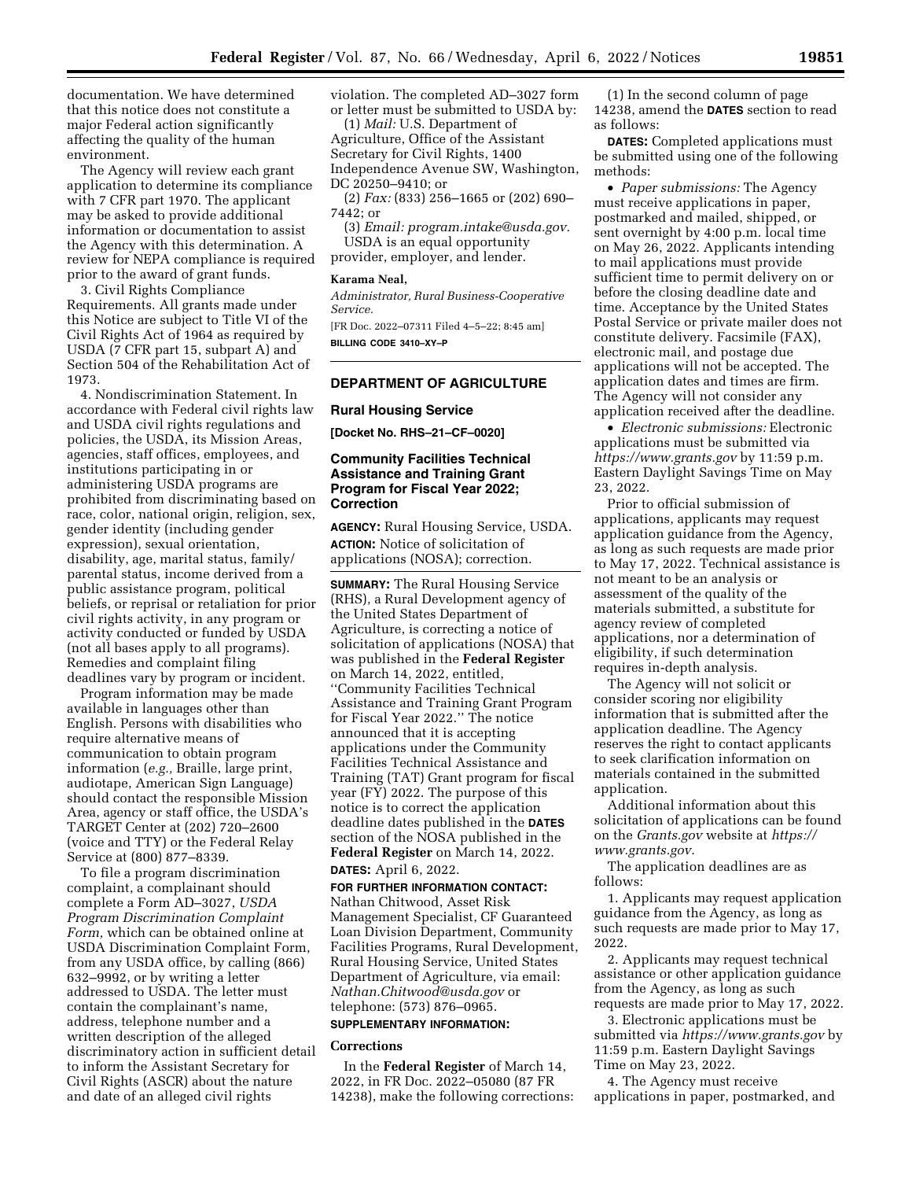documentation. We have determined that this notice does not constitute a major Federal action significantly affecting the quality of the human environment.

The Agency will review each grant application to determine its compliance with 7 CFR part 1970. The applicant may be asked to provide additional information or documentation to assist the Agency with this determination. A review for NEPA compliance is required prior to the award of grant funds.

3. Civil Rights Compliance Requirements. All grants made under this Notice are subject to Title VI of the Civil Rights Act of 1964 as required by USDA (7 CFR part 15, subpart A) and Section 504 of the Rehabilitation Act of 1973.

4. Nondiscrimination Statement. In accordance with Federal civil rights law and USDA civil rights regulations and policies, the USDA, its Mission Areas, agencies, staff offices, employees, and institutions participating in or administering USDA programs are prohibited from discriminating based on race, color, national origin, religion, sex, gender identity (including gender expression), sexual orientation, disability, age, marital status, family/parental status, income derived from a public assistance program, political beliefs, or reprisal or retaliation for prior civil rights activity, in any program or activity conducted or funded by USDA (not all bases apply to all programs). Remedies and complaint filing deadlines vary by program or incident.

Program information may be made available in languages other than English. Persons with disabilities who require alternative means of communication to obtain program information (*e.g.,* Braille, large print, audiotape, American Sign Language) should contact the responsible Mission Area, agency or staff office, the USDA's TARGET Center at (202) 720–2600 (voice and TTY) or the Federal Relay Service at (800) 877–8339.

To file a program discrimination complaint, a complainant should complete a Form AD–3027, *USDA Program Discrimination Complaint Form,* which can be obtained online at USDA Discrimination Complaint Form, from any USDA office, by calling (866) 632–9992, or by writing a letter addressed to USDA. The letter must contain the complainant's name, address, telephone number and a written description of the alleged discriminatory action in sufficient detail to inform the Assistant Secretary for Civil Rights (ASCR) about the nature and date of an alleged civil rights violation. The completed AD–3027 form or letter must be submitted to USDA by:

(1) *Mail:* U.S. Department of Agriculture, Office of the Assistant Secretary for Civil Rights, 1400 Independence Avenue SW, Washington, DC 20250–9410; or

(2) *Fax:* (833) 256–1665 or (202) 690–7442; or

(3) *Email: program.intake@usda.gov.*

USDA is an equal opportunity provider, employer, and lender.

**Karama Neal,**

*Administrator, Rural Business-Cooperative Service.*

[FR Doc. 2022–07311 Filed 4–5–22; 8:45 am]

**BILLING CODE 3410–XY–P**

---

## DEPARTMENT OF AGRICULTURE

### Rural Housing Service

**[Docket No. RHS–21–CF–0020]**

### Community Facilities Technical Assistance and Training Grant Program for Fiscal Year 2022; Correction

**AGENCY:** Rural Housing Service, USDA.

**ACTION:** Notice of solicitation of applications (NOSA); correction.

**SUMMARY:** The Rural Housing Service (RHS), a Rural Development agency of the United States Department of Agriculture, is correcting a notice of solicitation of applications (NOSA) that was published in the **Federal Register** on March 14, 2022, entitled, ''Community Facilities Technical Assistance and Training Grant Program for Fiscal Year 2022.'' The notice announced that it is accepting applications under the Community Facilities Technical Assistance and Training (TAT) Grant program for fiscal year (FY) 2022. The purpose of this notice is to correct the application deadline dates published in the **DATES** section of the NOSA published in the **Federal Register** on March 14, 2022.

**DATES:** April 6, 2022.

**FOR FURTHER INFORMATION CONTACT:** Nathan Chitwood, Asset Risk Management Specialist, CF Guaranteed Loan Division Department, Community Facilities Programs, Rural Development, Rural Housing Service, United States Department of Agriculture, via email: *Nathan.Chitwood@usda.gov* or telephone: (573) 876–0965.

**SUPPLEMENTARY INFORMATION:**

**Corrections**

In the **Federal Register** of March 14, 2022, in FR Doc. 2022–05080 (87 FR 14238), make the following corrections:

(1) In the second column of page 14238, amend the **DATES** section to read as follows:

**DATES:** Completed applications must be submitted using one of the following methods:

- *Paper submissions:* The Agency must receive applications in paper, postmarked and mailed, shipped, or sent overnight by 4:00 p.m. local time on May 26, 2022. Applicants intending to mail applications must provide sufficient time to permit delivery on or before the closing deadline date and time. Acceptance by the United States Postal Service or private mailer does not constitute delivery. Facsimile (FAX), electronic mail, and postage due applications will not be accepted. The application dates and times are firm. The Agency will not consider any application received after the deadline.
- *Electronic submissions:* Electronic applications must be submitted via *https://www.grants.gov* by 11:59 p.m. Eastern Daylight Savings Time on May 23, 2022.

Prior to official submission of applications, applicants may request application guidance from the Agency, as long as such requests are made prior to May 17, 2022. Technical assistance is not meant to be an analysis or assessment of the quality of the materials submitted, a substitute for agency review of completed applications, nor a determination of eligibility, if such determination requires in-depth analysis.

The Agency will not solicit or consider scoring nor eligibility information that is submitted after the application deadline. The Agency reserves the right to contact applicants to seek clarification information on materials contained in the submitted application.

Additional information about this solicitation of applications can be found on the *Grants.gov* website at *https://www.grants.gov.*

The application deadlines are as follows:

1. Applicants may request application guidance from the Agency, as long as such requests are made prior to May 17, 2022.

2. Applicants may request technical assistance or other application guidance from the Agency, as long as such requests are made prior to May 17, 2022.

3. Electronic applications must be submitted via *https://www.grants.gov* by 11:59 p.m. Eastern Daylight Savings Time on May 23, 2022.

4. The Agency must receive applications in paper, postmarked, and